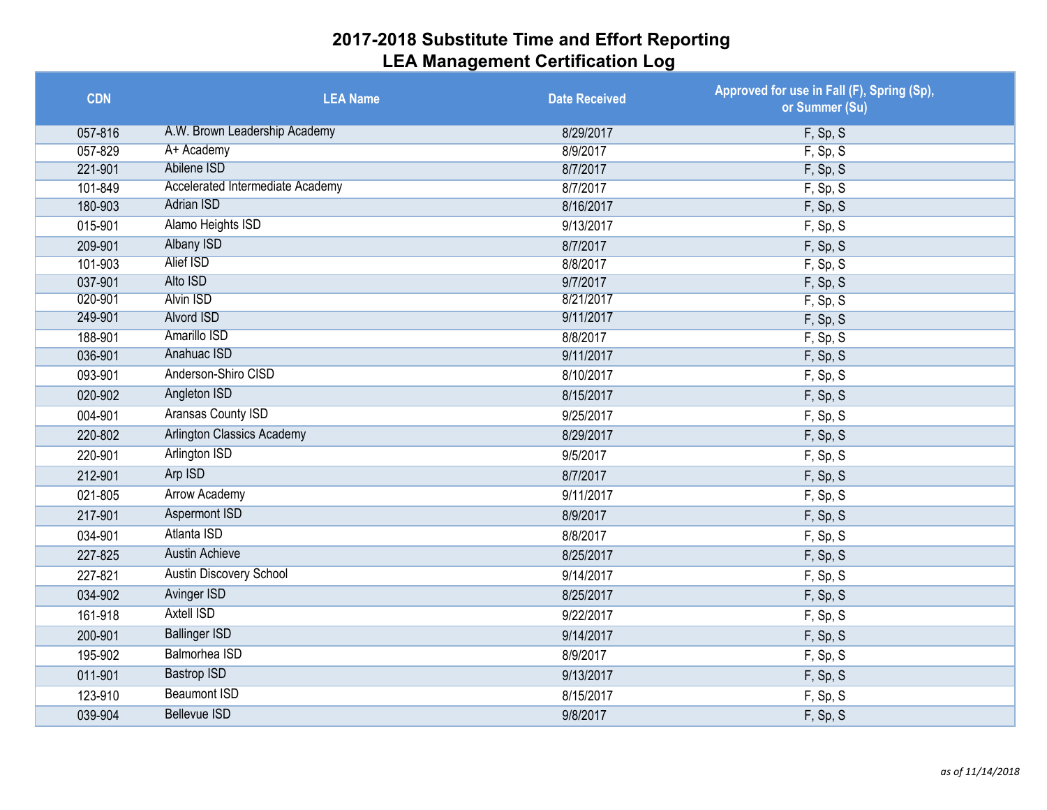# 2017-2018 Substitute Time and Effort Reporting
## LEA Management Certification Log

| CDN | LEA Name | Date Received | Approved for use in Fall (F), Spring (Sp), or Summer (Su) |
|---|---|---|---|
| 057-816 | A.W. Brown Leadership Academy | 8/29/2017 | F, Sp, S |
| 057-829 | A+ Academy | 8/9/2017 | F, Sp, S |
| 221-901 | Abilene ISD | 8/7/2017 | F, Sp, S |
| 101-849 | Accelerated Intermediate Academy | 8/7/2017 | F, Sp, S |
| 180-903 | Adrian ISD | 8/16/2017 | F, Sp, S |
| 015-901 | Alamo Heights ISD | 9/13/2017 | F, Sp, S |
| 209-901 | Albany ISD | 8/7/2017 | F, Sp, S |
| 101-903 | Alief ISD | 8/8/2017 | F, Sp, S |
| 037-901 | Alto ISD | 9/7/2017 | F, Sp, S |
| 020-901 | Alvin ISD | 8/21/2017 | F, Sp, S |
| 249-901 | Alvord ISD | 9/11/2017 | F, Sp, S |
| 188-901 | Amarillo ISD | 8/8/2017 | F, Sp, S |
| 036-901 | Anahuac ISD | 9/11/2017 | F, Sp, S |
| 093-901 | Anderson-Shiro CISD | 8/10/2017 | F, Sp, S |
| 020-902 | Angleton ISD | 8/15/2017 | F, Sp, S |
| 004-901 | Aransas County ISD | 9/25/2017 | F, Sp, S |
| 220-802 | Arlington Classics Academy | 8/29/2017 | F, Sp, S |
| 220-901 | Arlington ISD | 9/5/2017 | F, Sp, S |
| 212-901 | Arp ISD | 8/7/2017 | F, Sp, S |
| 021-805 | Arrow Academy | 9/11/2017 | F, Sp, S |
| 217-901 | Aspermont ISD | 8/9/2017 | F, Sp, S |
| 034-901 | Atlanta ISD | 8/8/2017 | F, Sp, S |
| 227-825 | Austin Achieve | 8/25/2017 | F, Sp, S |
| 227-821 | Austin Discovery School | 9/14/2017 | F, Sp, S |
| 034-902 | Avinger ISD | 8/25/2017 | F, Sp, S |
| 161-918 | Axtell ISD | 9/22/2017 | F, Sp, S |
| 200-901 | Ballinger ISD | 9/14/2017 | F, Sp, S |
| 195-902 | Balmorhea ISD | 8/9/2017 | F, Sp, S |
| 011-901 | Bastrop ISD | 9/13/2017 | F, Sp, S |
| 123-910 | Beaumont ISD | 8/15/2017 | F, Sp, S |
| 039-904 | Bellevue ISD | 9/8/2017 | F, Sp, S |

*as of 11/14/2018*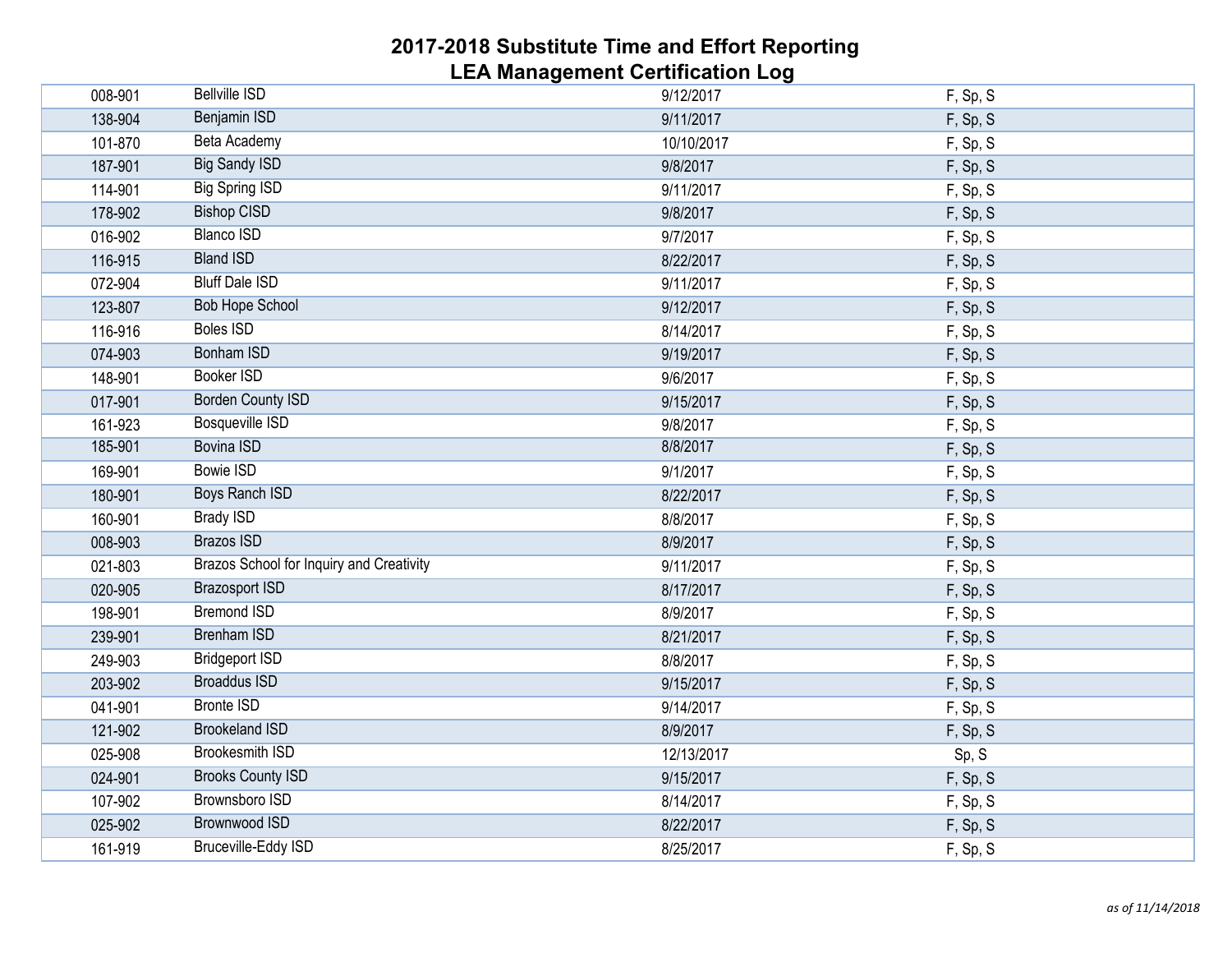# 2017-2018 Substitute Time and Effort Reporting
## LEA Management Certification Log

| | | | |
|---|---|---|---|
| 008-901 | Bellville ISD | 9/12/2017 | F, Sp, S |
| 138-904 | Benjamin ISD | 9/11/2017 | F, Sp, S |
| 101-870 | Beta Academy | 10/10/2017 | F, Sp, S |
| 187-901 | Big Sandy ISD | 9/8/2017 | F, Sp, S |
| 114-901 | Big Spring ISD | 9/11/2017 | F, Sp, S |
| 178-902 | Bishop CISD | 9/8/2017 | F, Sp, S |
| 016-902 | Blanco ISD | 9/7/2017 | F, Sp, S |
| 116-915 | Bland ISD | 8/22/2017 | F, Sp, S |
| 072-904 | Bluff Dale ISD | 9/11/2017 | F, Sp, S |
| 123-807 | Bob Hope School | 9/12/2017 | F, Sp, S |
| 116-916 | Boles ISD | 8/14/2017 | F, Sp, S |
| 074-903 | Bonham ISD | 9/19/2017 | F, Sp, S |
| 148-901 | Booker ISD | 9/6/2017 | F, Sp, S |
| 017-901 | Borden County ISD | 9/15/2017 | F, Sp, S |
| 161-923 | Bosqueville ISD | 9/8/2017 | F, Sp, S |
| 185-901 | Bovina ISD | 8/8/2017 | F, Sp, S |
| 169-901 | Bowie ISD | 9/1/2017 | F, Sp, S |
| 180-901 | Boys Ranch ISD | 8/22/2017 | F, Sp, S |
| 160-901 | Brady ISD | 8/8/2017 | F, Sp, S |
| 008-903 | Brazos ISD | 8/9/2017 | F, Sp, S |
| 021-803 | Brazos School for Inquiry and Creativity | 9/11/2017 | F, Sp, S |
| 020-905 | Brazosport ISD | 8/17/2017 | F, Sp, S |
| 198-901 | Bremond ISD | 8/9/2017 | F, Sp, S |
| 239-901 | Brenham ISD | 8/21/2017 | F, Sp, S |
| 249-903 | Bridgeport ISD | 8/8/2017 | F, Sp, S |
| 203-902 | Broaddus ISD | 9/15/2017 | F, Sp, S |
| 041-901 | Bronte ISD | 9/14/2017 | F, Sp, S |
| 121-902 | Brookeland ISD | 8/9/2017 | F, Sp, S |
| 025-908 | Brookesmith ISD | 12/13/2017 | Sp, S |
| 024-901 | Brooks County ISD | 9/15/2017 | F, Sp, S |
| 107-902 | Brownsboro ISD | 8/14/2017 | F, Sp, S |
| 025-902 | Brownwood ISD | 8/22/2017 | F, Sp, S |
| 161-919 | Bruceville-Eddy ISD | 8/25/2017 | F, Sp, S |

*as of 11/14/2018*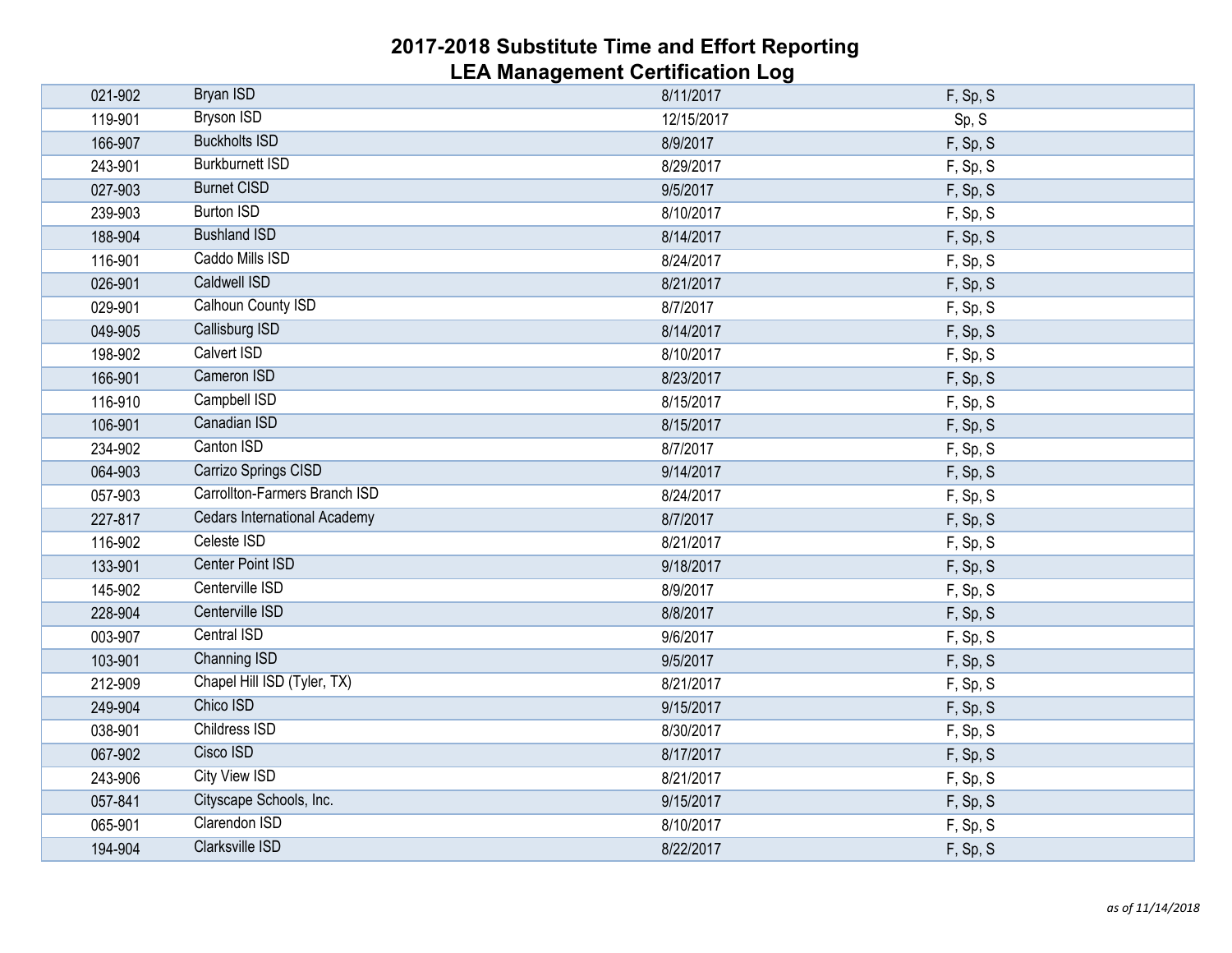# 2017-2018 Substitute Time and Effort Reporting
## LEA Management Certification Log

| | | | |
|---|---|---|---|
| 021-902 | Bryan ISD | 8/11/2017 | F, Sp, S |
| 119-901 | Bryson ISD | 12/15/2017 | Sp, S |
| 166-907 | Buckholts ISD | 8/9/2017 | F, Sp, S |
| 243-901 | Burkburnett ISD | 8/29/2017 | F, Sp, S |
| 027-903 | Burnet CISD | 9/5/2017 | F, Sp, S |
| 239-903 | Burton ISD | 8/10/2017 | F, Sp, S |
| 188-904 | Bushland ISD | 8/14/2017 | F, Sp, S |
| 116-901 | Caddo Mills ISD | 8/24/2017 | F, Sp, S |
| 026-901 | Caldwell ISD | 8/21/2017 | F, Sp, S |
| 029-901 | Calhoun County ISD | 8/7/2017 | F, Sp, S |
| 049-905 | Callisburg ISD | 8/14/2017 | F, Sp, S |
| 198-902 | Calvert ISD | 8/10/2017 | F, Sp, S |
| 166-901 | Cameron ISD | 8/23/2017 | F, Sp, S |
| 116-910 | Campbell ISD | 8/15/2017 | F, Sp, S |
| 106-901 | Canadian ISD | 8/15/2017 | F, Sp, S |
| 234-902 | Canton ISD | 8/7/2017 | F, Sp, S |
| 064-903 | Carrizo Springs CISD | 9/14/2017 | F, Sp, S |
| 057-903 | Carrollton-Farmers Branch ISD | 8/24/2017 | F, Sp, S |
| 227-817 | Cedars International Academy | 8/7/2017 | F, Sp, S |
| 116-902 | Celeste ISD | 8/21/2017 | F, Sp, S |
| 133-901 | Center Point ISD | 9/18/2017 | F, Sp, S |
| 145-902 | Centerville ISD | 8/9/2017 | F, Sp, S |
| 228-904 | Centerville ISD | 8/8/2017 | F, Sp, S |
| 003-907 | Central ISD | 9/6/2017 | F, Sp, S |
| 103-901 | Channing ISD | 9/5/2017 | F, Sp, S |
| 212-909 | Chapel Hill ISD (Tyler, TX) | 8/21/2017 | F, Sp, S |
| 249-904 | Chico ISD | 9/15/2017 | F, Sp, S |
| 038-901 | Childress ISD | 8/30/2017 | F, Sp, S |
| 067-902 | Cisco ISD | 8/17/2017 | F, Sp, S |
| 243-906 | City View ISD | 8/21/2017 | F, Sp, S |
| 057-841 | Cityscape Schools, Inc. | 9/15/2017 | F, Sp, S |
| 065-901 | Clarendon ISD | 8/10/2017 | F, Sp, S |
| 194-904 | Clarksville ISD | 8/22/2017 | F, Sp, S |

*as of 11/14/2018*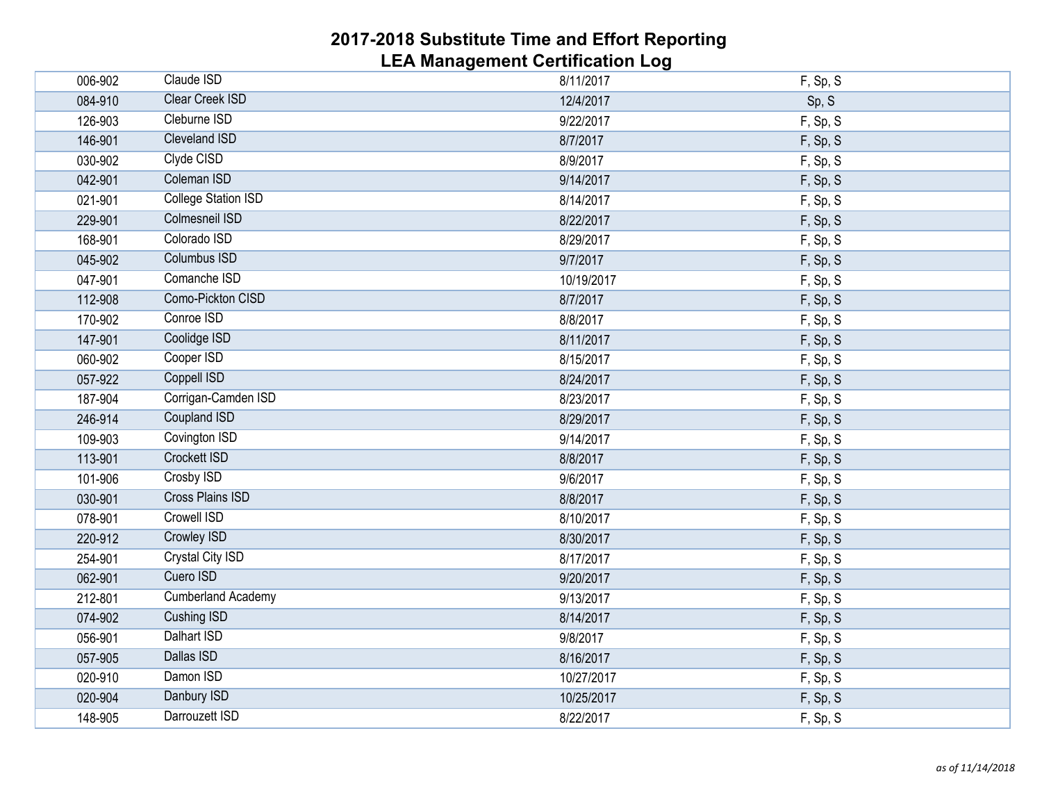# 2017-2018 Substitute Time and Effort Reporting
# LEA Management Certification Log

| | | | |
|---|---|---|---|
| 006-902 | Claude ISD | 8/11/2017 | F, Sp, S |
| 084-910 | Clear Creek ISD | 12/4/2017 | Sp, S |
| 126-903 | Cleburne ISD | 9/22/2017 | F, Sp, S |
| 146-901 | Cleveland ISD | 8/7/2017 | F, Sp, S |
| 030-902 | Clyde CISD | 8/9/2017 | F, Sp, S |
| 042-901 | Coleman ISD | 9/14/2017 | F, Sp, S |
| 021-901 | College Station ISD | 8/14/2017 | F, Sp, S |
| 229-901 | Colmesneil ISD | 8/22/2017 | F, Sp, S |
| 168-901 | Colorado ISD | 8/29/2017 | F, Sp, S |
| 045-902 | Columbus ISD | 9/7/2017 | F, Sp, S |
| 047-901 | Comanche ISD | 10/19/2017 | F, Sp, S |
| 112-908 | Como-Pickton CISD | 8/7/2017 | F, Sp, S |
| 170-902 | Conroe ISD | 8/8/2017 | F, Sp, S |
| 147-901 | Coolidge ISD | 8/11/2017 | F, Sp, S |
| 060-902 | Cooper ISD | 8/15/2017 | F, Sp, S |
| 057-922 | Coppell ISD | 8/24/2017 | F, Sp, S |
| 187-904 | Corrigan-Camden ISD | 8/23/2017 | F, Sp, S |
| 246-914 | Coupland ISD | 8/29/2017 | F, Sp, S |
| 109-903 | Covington ISD | 9/14/2017 | F, Sp, S |
| 113-901 | Crockett ISD | 8/8/2017 | F, Sp, S |
| 101-906 | Crosby ISD | 9/6/2017 | F, Sp, S |
| 030-901 | Cross Plains ISD | 8/8/2017 | F, Sp, S |
| 078-901 | Crowell ISD | 8/10/2017 | F, Sp, S |
| 220-912 | Crowley ISD | 8/30/2017 | F, Sp, S |
| 254-901 | Crystal City ISD | 8/17/2017 | F, Sp, S |
| 062-901 | Cuero ISD | 9/20/2017 | F, Sp, S |
| 212-801 | Cumberland Academy | 9/13/2017 | F, Sp, S |
| 074-902 | Cushing ISD | 8/14/2017 | F, Sp, S |
| 056-901 | Dalhart ISD | 9/8/2017 | F, Sp, S |
| 057-905 | Dallas ISD | 8/16/2017 | F, Sp, S |
| 020-910 | Damon ISD | 10/27/2017 | F, Sp, S |
| 020-904 | Danbury ISD | 10/25/2017 | F, Sp, S |
| 148-905 | Darrouzett ISD | 8/22/2017 | F, Sp, S |

*as of 11/14/2018*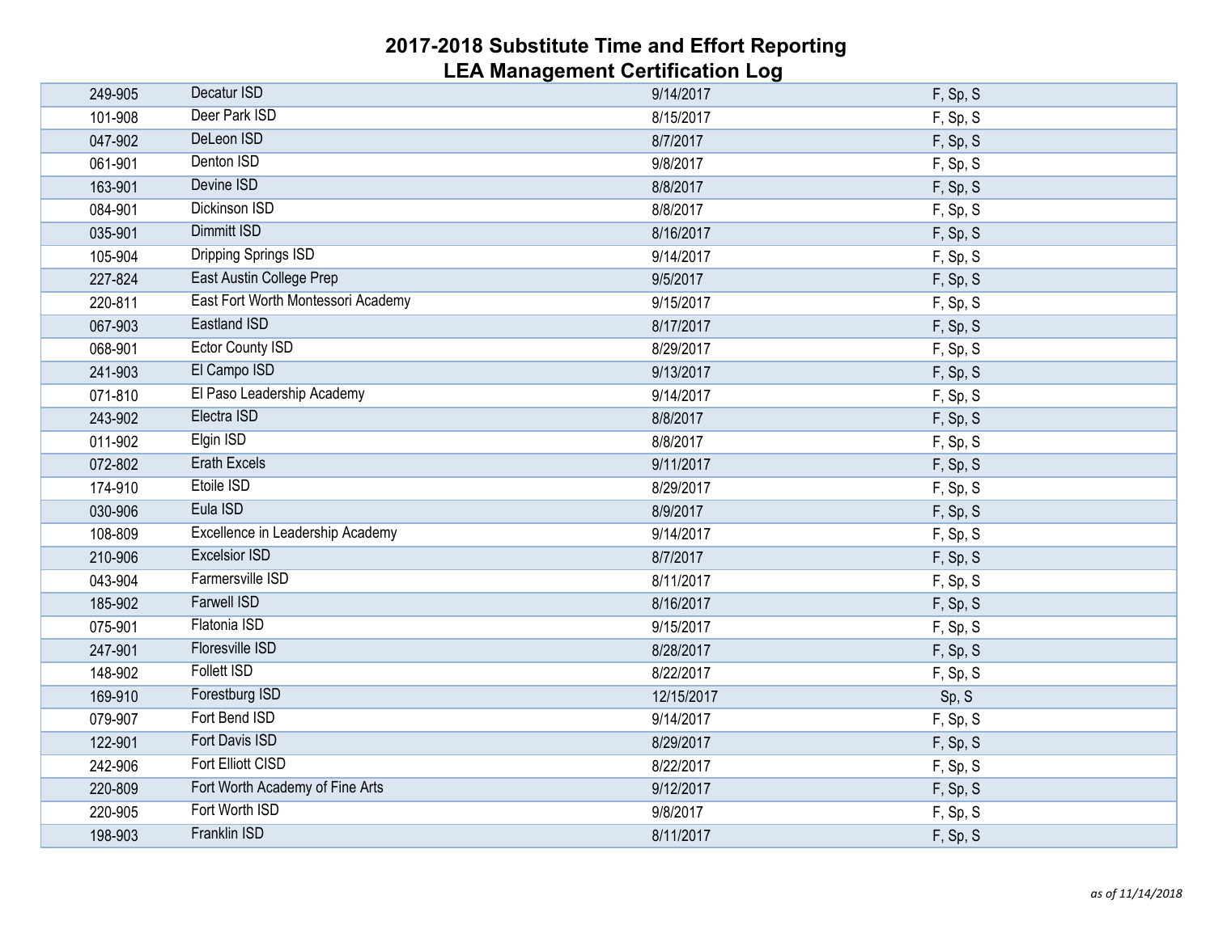# 2017-2018 Substitute Time and Effort Reporting
# LEA Management Certification Log

| | | | |
|---|---|---|---|
| 249-905 | Decatur ISD | 9/14/2017 | F, Sp, S |
| 101-908 | Deer Park ISD | 8/15/2017 | F, Sp, S |
| 047-902 | DeLeon ISD | 8/7/2017 | F, Sp, S |
| 061-901 | Denton ISD | 9/8/2017 | F, Sp, S |
| 163-901 | Devine ISD | 8/8/2017 | F, Sp, S |
| 084-901 | Dickinson ISD | 8/8/2017 | F, Sp, S |
| 035-901 | Dimmitt ISD | 8/16/2017 | F, Sp, S |
| 105-904 | Dripping Springs ISD | 9/14/2017 | F, Sp, S |
| 227-824 | East Austin College Prep | 9/5/2017 | F, Sp, S |
| 220-811 | East Fort Worth Montessori Academy | 9/15/2017 | F, Sp, S |
| 067-903 | Eastland ISD | 8/17/2017 | F, Sp, S |
| 068-901 | Ector County ISD | 8/29/2017 | F, Sp, S |
| 241-903 | El Campo ISD | 9/13/2017 | F, Sp, S |
| 071-810 | El Paso Leadership Academy | 9/14/2017 | F, Sp, S |
| 243-902 | Electra ISD | 8/8/2017 | F, Sp, S |
| 011-902 | Elgin ISD | 8/8/2017 | F, Sp, S |
| 072-802 | Erath Excels | 9/11/2017 | F, Sp, S |
| 174-910 | Etoile ISD | 8/29/2017 | F, Sp, S |
| 030-906 | Eula ISD | 8/9/2017 | F, Sp, S |
| 108-809 | Excellence in Leadership Academy | 9/14/2017 | F, Sp, S |
| 210-906 | Excelsior ISD | 8/7/2017 | F, Sp, S |
| 043-904 | Farmersville ISD | 8/11/2017 | F, Sp, S |
| 185-902 | Farwell ISD | 8/16/2017 | F, Sp, S |
| 075-901 | Flatonia ISD | 9/15/2017 | F, Sp, S |
| 247-901 | Floresville ISD | 8/28/2017 | F, Sp, S |
| 148-902 | Follett ISD | 8/22/2017 | F, Sp, S |
| 169-910 | Forestburg ISD | 12/15/2017 | Sp, S |
| 079-907 | Fort Bend ISD | 9/14/2017 | F, Sp, S |
| 122-901 | Fort Davis ISD | 8/29/2017 | F, Sp, S |
| 242-906 | Fort Elliott CISD | 8/22/2017 | F, Sp, S |
| 220-809 | Fort Worth Academy of Fine Arts | 9/12/2017 | F, Sp, S |
| 220-905 | Fort Worth ISD | 9/8/2017 | F, Sp, S |
| 198-903 | Franklin ISD | 8/11/2017 | F, Sp, S |

*as of 11/14/2018*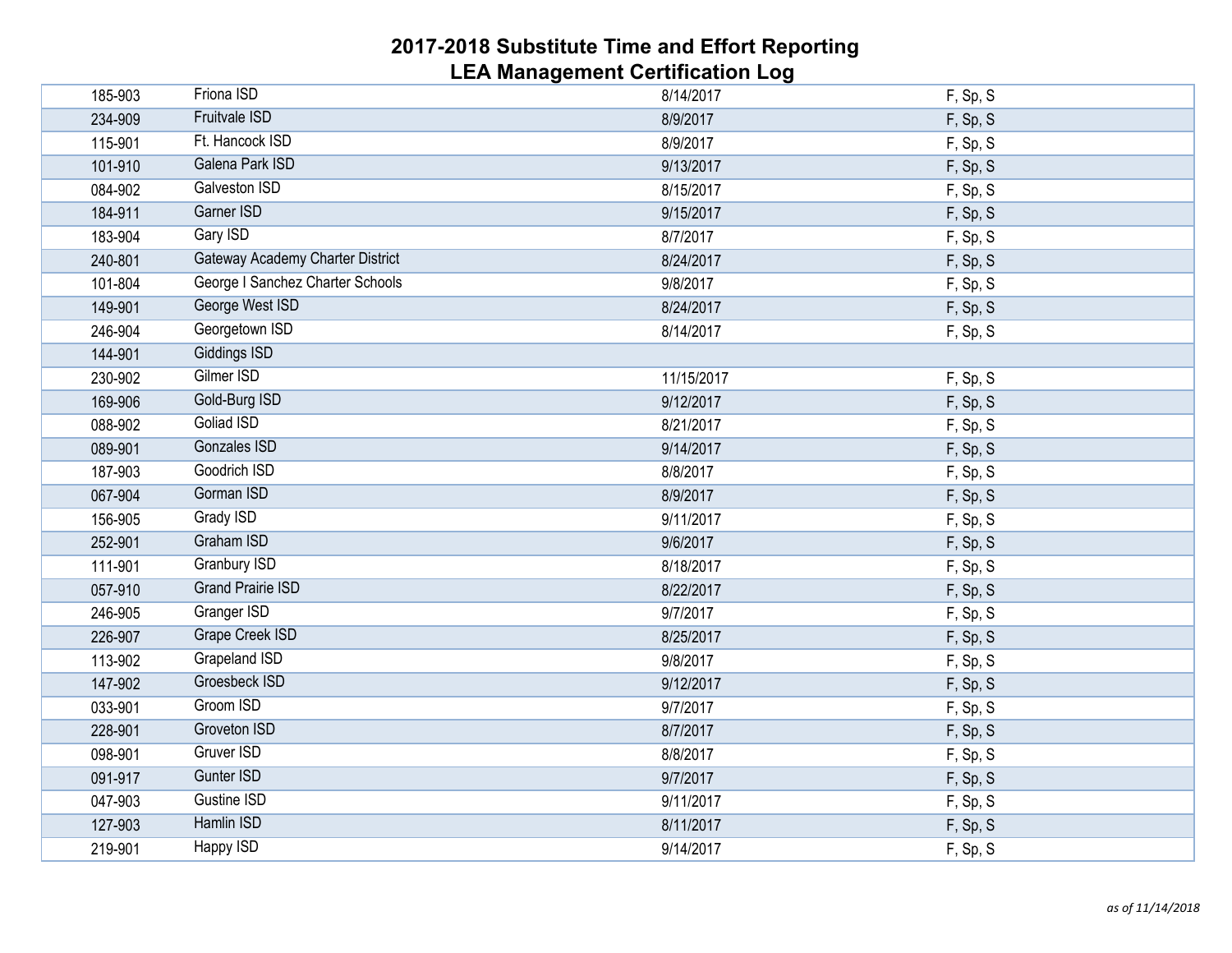# 2017-2018 Substitute Time and Effort Reporting
# LEA Management Certification Log

| | | | |
|---|---|---|---|
| 185-903 | Friona ISD | 8/14/2017 | F, Sp, S |
| 234-909 | Fruitvale ISD | 8/9/2017 | F, Sp, S |
| 115-901 | Ft. Hancock ISD | 8/9/2017 | F, Sp, S |
| 101-910 | Galena Park ISD | 9/13/2017 | F, Sp, S |
| 084-902 | Galveston ISD | 8/15/2017 | F, Sp, S |
| 184-911 | Garner ISD | 9/15/2017 | F, Sp, S |
| 183-904 | Gary ISD | 8/7/2017 | F, Sp, S |
| 240-801 | Gateway Academy Charter District | 8/24/2017 | F, Sp, S |
| 101-804 | George I Sanchez Charter Schools | 9/8/2017 | F, Sp, S |
| 149-901 | George West ISD | 8/24/2017 | F, Sp, S |
| 246-904 | Georgetown ISD | 8/14/2017 | F, Sp, S |
| 144-901 | Giddings ISD | | |
| 230-902 | Gilmer ISD | 11/15/2017 | F, Sp, S |
| 169-906 | Gold-Burg ISD | 9/12/2017 | F, Sp, S |
| 088-902 | Goliad ISD | 8/21/2017 | F, Sp, S |
| 089-901 | Gonzales ISD | 9/14/2017 | F, Sp, S |
| 187-903 | Goodrich ISD | 8/8/2017 | F, Sp, S |
| 067-904 | Gorman ISD | 8/9/2017 | F, Sp, S |
| 156-905 | Grady ISD | 9/11/2017 | F, Sp, S |
| 252-901 | Graham ISD | 9/6/2017 | F, Sp, S |
| 111-901 | Granbury ISD | 8/18/2017 | F, Sp, S |
| 057-910 | Grand Prairie ISD | 8/22/2017 | F, Sp, S |
| 246-905 | Granger ISD | 9/7/2017 | F, Sp, S |
| 226-907 | Grape Creek ISD | 8/25/2017 | F, Sp, S |
| 113-902 | Grapeland ISD | 9/8/2017 | F, Sp, S |
| 147-902 | Groesbeck ISD | 9/12/2017 | F, Sp, S |
| 033-901 | Groom ISD | 9/7/2017 | F, Sp, S |
| 228-901 | Groveton ISD | 8/7/2017 | F, Sp, S |
| 098-901 | Gruver ISD | 8/8/2017 | F, Sp, S |
| 091-917 | Gunter ISD | 9/7/2017 | F, Sp, S |
| 047-903 | Gustine ISD | 9/11/2017 | F, Sp, S |
| 127-903 | Hamlin ISD | 8/11/2017 | F, Sp, S |
| 219-901 | Happy ISD | 9/14/2017 | F, Sp, S |

*as of 11/14/2018*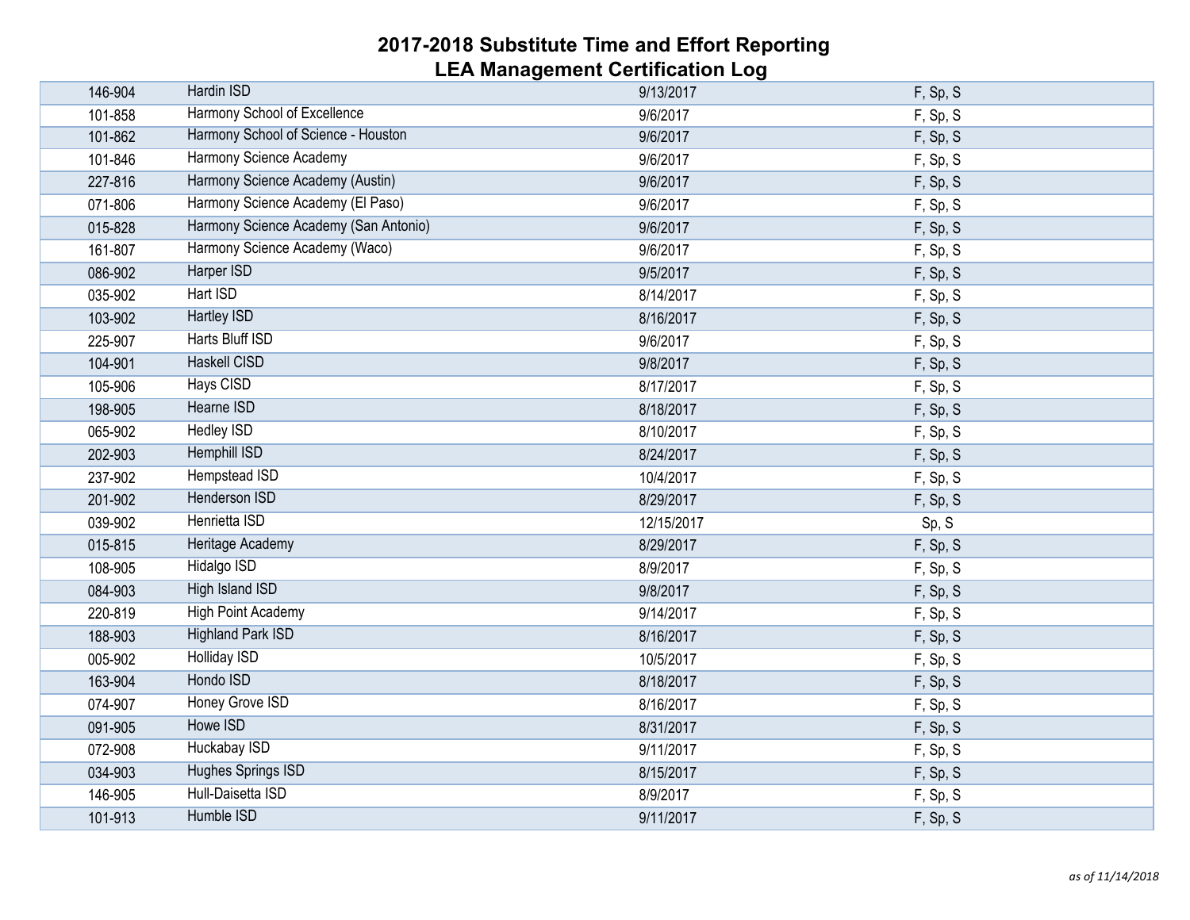# 2017-2018 Substitute Time and Effort Reporting
## LEA Management Certification Log

| | | | |
|---|---|---|---|
| 146-904 | Hardin ISD | 9/13/2017 | F, Sp, S |
| 101-858 | Harmony School of Excellence | 9/6/2017 | F, Sp, S |
| 101-862 | Harmony School of Science - Houston | 9/6/2017 | F, Sp, S |
| 101-846 | Harmony Science Academy | 9/6/2017 | F, Sp, S |
| 227-816 | Harmony Science Academy (Austin) | 9/6/2017 | F, Sp, S |
| 071-806 | Harmony Science Academy (El Paso) | 9/6/2017 | F, Sp, S |
| 015-828 | Harmony Science Academy (San Antonio) | 9/6/2017 | F, Sp, S |
| 161-807 | Harmony Science Academy (Waco) | 9/6/2017 | F, Sp, S |
| 086-902 | Harper ISD | 9/5/2017 | F, Sp, S |
| 035-902 | Hart ISD | 8/14/2017 | F, Sp, S |
| 103-902 | Hartley ISD | 8/16/2017 | F, Sp, S |
| 225-907 | Harts Bluff ISD | 9/6/2017 | F, Sp, S |
| 104-901 | Haskell CISD | 9/8/2017 | F, Sp, S |
| 105-906 | Hays CISD | 8/17/2017 | F, Sp, S |
| 198-905 | Hearne ISD | 8/18/2017 | F, Sp, S |
| 065-902 | Hedley ISD | 8/10/2017 | F, Sp, S |
| 202-903 | Hemphill ISD | 8/24/2017 | F, Sp, S |
| 237-902 | Hempstead ISD | 10/4/2017 | F, Sp, S |
| 201-902 | Henderson ISD | 8/29/2017 | F, Sp, S |
| 039-902 | Henrietta ISD | 12/15/2017 | Sp, S |
| 015-815 | Heritage Academy | 8/29/2017 | F, Sp, S |
| 108-905 | Hidalgo ISD | 8/9/2017 | F, Sp, S |
| 084-903 | High Island ISD | 9/8/2017 | F, Sp, S |
| 220-819 | High Point Academy | 9/14/2017 | F, Sp, S |
| 188-903 | Highland Park ISD | 8/16/2017 | F, Sp, S |
| 005-902 | Holliday ISD | 10/5/2017 | F, Sp, S |
| 163-904 | Hondo ISD | 8/18/2017 | F, Sp, S |
| 074-907 | Honey Grove ISD | 8/16/2017 | F, Sp, S |
| 091-905 | Howe ISD | 8/31/2017 | F, Sp, S |
| 072-908 | Huckabay ISD | 9/11/2017 | F, Sp, S |
| 034-903 | Hughes Springs ISD | 8/15/2017 | F, Sp, S |
| 146-905 | Hull-Daisetta ISD | 8/9/2017 | F, Sp, S |
| 101-913 | Humble ISD | 9/11/2017 | F, Sp, S |

*as of 11/14/2018*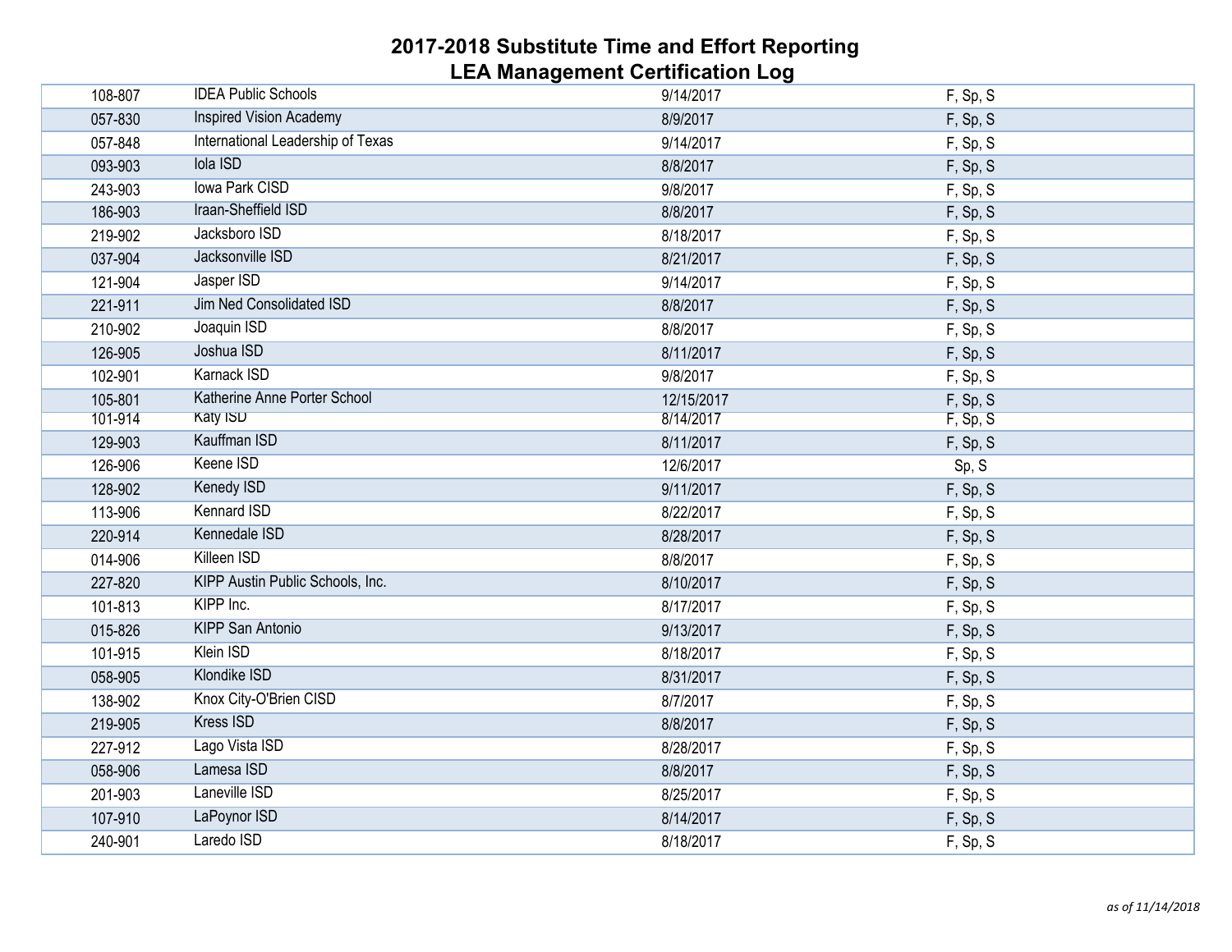# 2017-2018 Substitute Time and Effort Reporting
# LEA Management Certification Log

| | | | |
|---|---|---|---|
| 108-807 | IDEA Public Schools | 9/14/2017 | F, Sp, S |
| 057-830 | Inspired Vision Academy | 8/9/2017 | F, Sp, S |
| 057-848 | International Leadership of Texas | 9/14/2017 | F, Sp, S |
| 093-903 | Iola ISD | 8/8/2017 | F, Sp, S |
| 243-903 | Iowa Park CISD | 9/8/2017 | F, Sp, S |
| 186-903 | Iraan-Sheffield ISD | 8/8/2017 | F, Sp, S |
| 219-902 | Jacksboro ISD | 8/18/2017 | F, Sp, S |
| 037-904 | Jacksonville ISD | 8/21/2017 | F, Sp, S |
| 121-904 | Jasper ISD | 9/14/2017 | F, Sp, S |
| 221-911 | Jim Ned Consolidated ISD | 8/8/2017 | F, Sp, S |
| 210-902 | Joaquin ISD | 8/8/2017 | F, Sp, S |
| 126-905 | Joshua ISD | 8/11/2017 | F, Sp, S |
| 102-901 | Karnack ISD | 9/8/2017 | F, Sp, S |
| 105-801 | Katherine Anne Porter School | 12/15/2017 | F, Sp, S |
| 101-914 | Katy ISD | 8/14/2017 | F, Sp, S |
| 129-903 | Kauffman ISD | 8/11/2017 | F, Sp, S |
| 126-906 | Keene ISD | 12/6/2017 | Sp, S |
| 128-902 | Kenedy ISD | 9/11/2017 | F, Sp, S |
| 113-906 | Kennard ISD | 8/22/2017 | F, Sp, S |
| 220-914 | Kennedale ISD | 8/28/2017 | F, Sp, S |
| 014-906 | Killeen ISD | 8/8/2017 | F, Sp, S |
| 227-820 | KIPP Austin Public Schools, Inc. | 8/10/2017 | F, Sp, S |
| 101-813 | KIPP Inc. | 8/17/2017 | F, Sp, S |
| 015-826 | KIPP San Antonio | 9/13/2017 | F, Sp, S |
| 101-915 | Klein ISD | 8/18/2017 | F, Sp, S |
| 058-905 | Klondike ISD | 8/31/2017 | F, Sp, S |
| 138-902 | Knox City-O'Brien CISD | 8/7/2017 | F, Sp, S |
| 219-905 | Kress ISD | 8/8/2017 | F, Sp, S |
| 227-912 | Lago Vista ISD | 8/28/2017 | F, Sp, S |
| 058-906 | Lamesa ISD | 8/8/2017 | F, Sp, S |
| 201-903 | Laneville ISD | 8/25/2017 | F, Sp, S |
| 107-910 | LaPoynor ISD | 8/14/2017 | F, Sp, S |
| 240-901 | Laredo ISD | 8/18/2017 | F, Sp, S |

*as of 11/14/2018*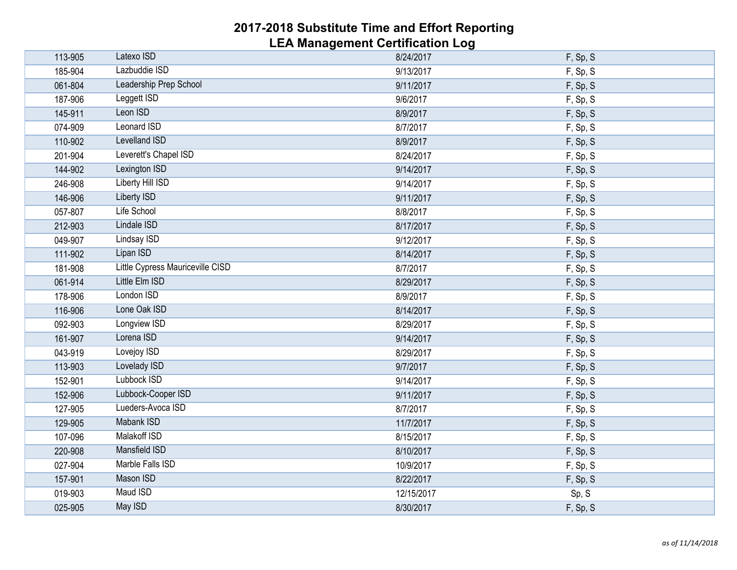# 2017-2018 Substitute Time and Effort Reporting
# LEA Management Certification Log

| | | | |
|---|---|---|---|
| 113-905 | Latexo ISD | 8/24/2017 | F, Sp, S |
| 185-904 | Lazbuddie ISD | 9/13/2017 | F, Sp, S |
| 061-804 | Leadership Prep School | 9/11/2017 | F, Sp, S |
| 187-906 | Leggett ISD | 9/6/2017 | F, Sp, S |
| 145-911 | Leon ISD | 8/9/2017 | F, Sp, S |
| 074-909 | Leonard ISD | 8/7/2017 | F, Sp, S |
| 110-902 | Levelland ISD | 8/9/2017 | F, Sp, S |
| 201-904 | Leverett's Chapel ISD | 8/24/2017 | F, Sp, S |
| 144-902 | Lexington ISD | 9/14/2017 | F, Sp, S |
| 246-908 | Liberty Hill ISD | 9/14/2017 | F, Sp, S |
| 146-906 | Liberty ISD | 9/11/2017 | F, Sp, S |
| 057-807 | Life School | 8/8/2017 | F, Sp, S |
| 212-903 | Lindale ISD | 8/17/2017 | F, Sp, S |
| 049-907 | Lindsay ISD | 9/12/2017 | F, Sp, S |
| 111-902 | Lipan ISD | 8/14/2017 | F, Sp, S |
| 181-908 | Little Cypress Mauriceville CISD | 8/7/2017 | F, Sp, S |
| 061-914 | Little Elm ISD | 8/29/2017 | F, Sp, S |
| 178-906 | London ISD | 8/9/2017 | F, Sp, S |
| 116-906 | Lone Oak ISD | 8/14/2017 | F, Sp, S |
| 092-903 | Longview ISD | 8/29/2017 | F, Sp, S |
| 161-907 | Lorena ISD | 9/14/2017 | F, Sp, S |
| 043-919 | Lovejoy ISD | 8/29/2017 | F, Sp, S |
| 113-903 | Lovelady ISD | 9/7/2017 | F, Sp, S |
| 152-901 | Lubbock ISD | 9/14/2017 | F, Sp, S |
| 152-906 | Lubbock-Cooper ISD | 9/11/2017 | F, Sp, S |
| 127-905 | Lueders-Avoca ISD | 8/7/2017 | F, Sp, S |
| 129-905 | Mabank ISD | 11/7/2017 | F, Sp, S |
| 107-096 | Malakoff ISD | 8/15/2017 | F, Sp, S |
| 220-908 | Mansfield ISD | 8/10/2017 | F, Sp, S |
| 027-904 | Marble Falls ISD | 10/9/2017 | F, Sp, S |
| 157-901 | Mason ISD | 8/22/2017 | F, Sp, S |
| 019-903 | Maud ISD | 12/15/2017 | Sp, S |
| 025-905 | May ISD | 8/30/2017 | F, Sp, S |

*as of 11/14/2018*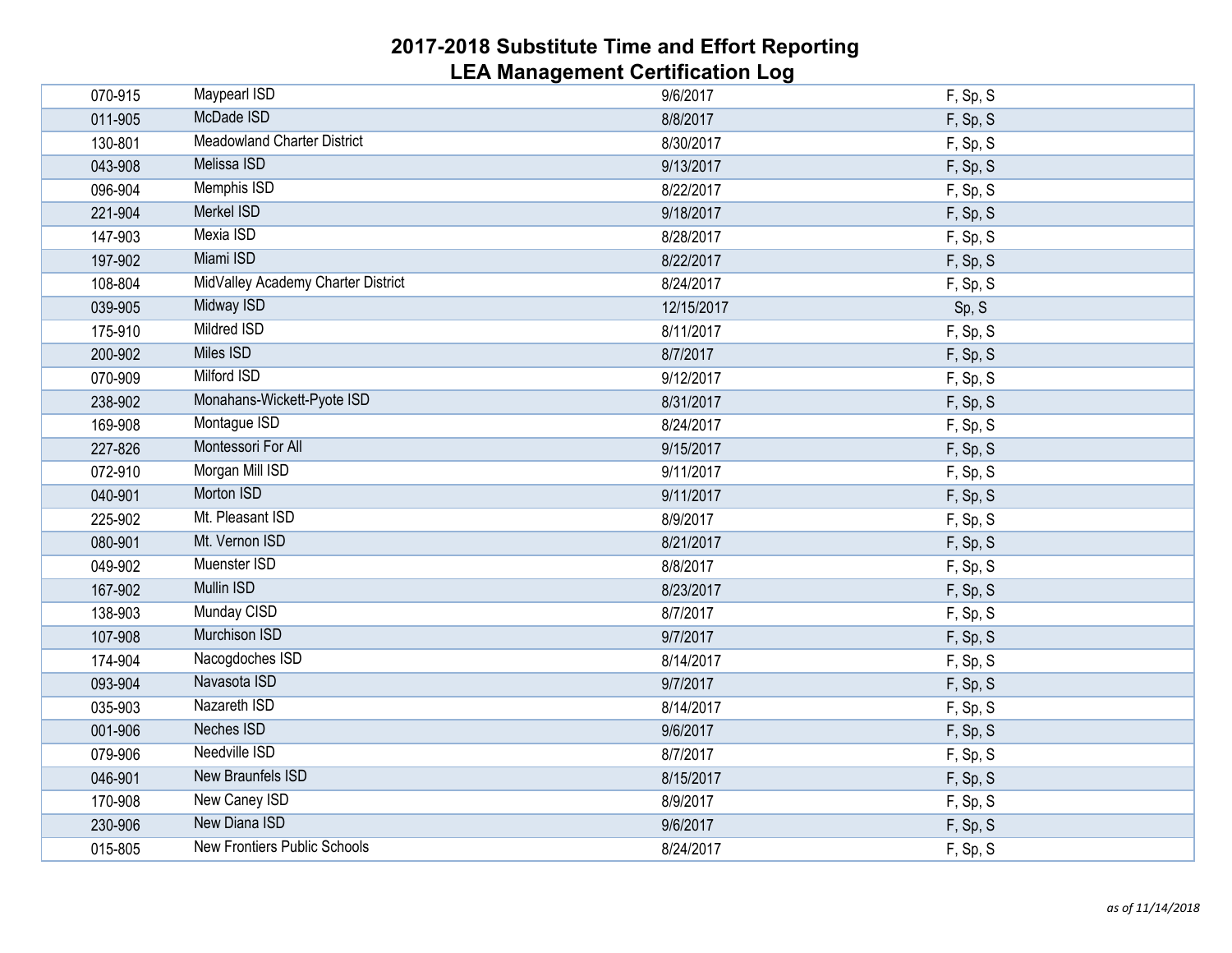# 2017-2018 Substitute Time and Effort Reporting
## LEA Management Certification Log

| | | | |
|---|---|---|---|
| 070-915 | Maypearl ISD | 9/6/2017 | F, Sp, S |
| 011-905 | McDade ISD | 8/8/2017 | F, Sp, S |
| 130-801 | Meadowland Charter District | 8/30/2017 | F, Sp, S |
| 043-908 | Melissa ISD | 9/13/2017 | F, Sp, S |
| 096-904 | Memphis ISD | 8/22/2017 | F, Sp, S |
| 221-904 | Merkel ISD | 9/18/2017 | F, Sp, S |
| 147-903 | Mexia ISD | 8/28/2017 | F, Sp, S |
| 197-902 | Miami ISD | 8/22/2017 | F, Sp, S |
| 108-804 | MidValley Academy Charter District | 8/24/2017 | F, Sp, S |
| 039-905 | Midway ISD | 12/15/2017 | Sp, S |
| 175-910 | Mildred ISD | 8/11/2017 | F, Sp, S |
| 200-902 | Miles ISD | 8/7/2017 | F, Sp, S |
| 070-909 | Milford ISD | 9/12/2017 | F, Sp, S |
| 238-902 | Monahans-Wickett-Pyote ISD | 8/31/2017 | F, Sp, S |
| 169-908 | Montague ISD | 8/24/2017 | F, Sp, S |
| 227-826 | Montessori For All | 9/15/2017 | F, Sp, S |
| 072-910 | Morgan Mill ISD | 9/11/2017 | F, Sp, S |
| 040-901 | Morton ISD | 9/11/2017 | F, Sp, S |
| 225-902 | Mt. Pleasant ISD | 8/9/2017 | F, Sp, S |
| 080-901 | Mt. Vernon ISD | 8/21/2017 | F, Sp, S |
| 049-902 | Muenster ISD | 8/8/2017 | F, Sp, S |
| 167-902 | Mullin ISD | 8/23/2017 | F, Sp, S |
| 138-903 | Munday CISD | 8/7/2017 | F, Sp, S |
| 107-908 | Murchison ISD | 9/7/2017 | F, Sp, S |
| 174-904 | Nacogdoches ISD | 8/14/2017 | F, Sp, S |
| 093-904 | Navasota ISD | 9/7/2017 | F, Sp, S |
| 035-903 | Nazareth ISD | 8/14/2017 | F, Sp, S |
| 001-906 | Neches ISD | 9/6/2017 | F, Sp, S |
| 079-906 | Needville ISD | 8/7/2017 | F, Sp, S |
| 046-901 | New Braunfels ISD | 8/15/2017 | F, Sp, S |
| 170-908 | New Caney ISD | 8/9/2017 | F, Sp, S |
| 230-906 | New Diana ISD | 9/6/2017 | F, Sp, S |
| 015-805 | New Frontiers Public Schools | 8/24/2017 | F, Sp, S |

*as of 11/14/2018*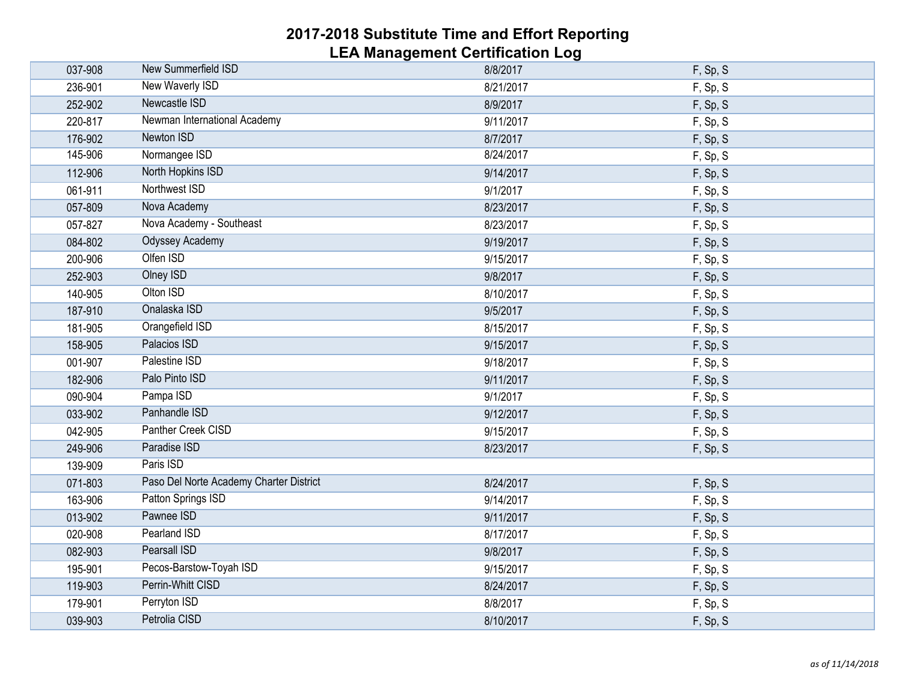# 2017-2018 Substitute Time and Effort Reporting
## LEA Management Certification Log

| | | | |
|---|---|---|---|
| 037-908 | New Summerfield ISD | 8/8/2017 | F, Sp, S |
| 236-901 | New Waverly ISD | 8/21/2017 | F, Sp, S |
| 252-902 | Newcastle ISD | 8/9/2017 | F, Sp, S |
| 220-817 | Newman International Academy | 9/11/2017 | F, Sp, S |
| 176-902 | Newton ISD | 8/7/2017 | F, Sp, S |
| 145-906 | Normangee ISD | 8/24/2017 | F, Sp, S |
| 112-906 | North Hopkins ISD | 9/14/2017 | F, Sp, S |
| 061-911 | Northwest ISD | 9/1/2017 | F, Sp, S |
| 057-809 | Nova Academy | 8/23/2017 | F, Sp, S |
| 057-827 | Nova Academy - Southeast | 8/23/2017 | F, Sp, S |
| 084-802 | Odyssey Academy | 9/19/2017 | F, Sp, S |
| 200-906 | Olfen ISD | 9/15/2017 | F, Sp, S |
| 252-903 | Olney ISD | 9/8/2017 | F, Sp, S |
| 140-905 | Olton ISD | 8/10/2017 | F, Sp, S |
| 187-910 | Onalaska ISD | 9/5/2017 | F, Sp, S |
| 181-905 | Orangefield ISD | 8/15/2017 | F, Sp, S |
| 158-905 | Palacios ISD | 9/15/2017 | F, Sp, S |
| 001-907 | Palestine ISD | 9/18/2017 | F, Sp, S |
| 182-906 | Palo Pinto ISD | 9/11/2017 | F, Sp, S |
| 090-904 | Pampa ISD | 9/1/2017 | F, Sp, S |
| 033-902 | Panhandle ISD | 9/12/2017 | F, Sp, S |
| 042-905 | Panther Creek CISD | 9/15/2017 | F, Sp, S |
| 249-906 | Paradise ISD | 8/23/2017 | F, Sp, S |
| 139-909 | Paris ISD | | |
| 071-803 | Paso Del Norte Academy Charter District | 8/24/2017 | F, Sp, S |
| 163-906 | Patton Springs ISD | 9/14/2017 | F, Sp, S |
| 013-902 | Pawnee ISD | 9/11/2017 | F, Sp, S |
| 020-908 | Pearland ISD | 8/17/2017 | F, Sp, S |
| 082-903 | Pearsall ISD | 9/8/2017 | F, Sp, S |
| 195-901 | Pecos-Barstow-Toyah ISD | 9/15/2017 | F, Sp, S |
| 119-903 | Perrin-Whitt CISD | 8/24/2017 | F, Sp, S |
| 179-901 | Perryton ISD | 8/8/2017 | F, Sp, S |
| 039-903 | Petrolia CISD | 8/10/2017 | F, Sp, S |

*as of 11/14/2018*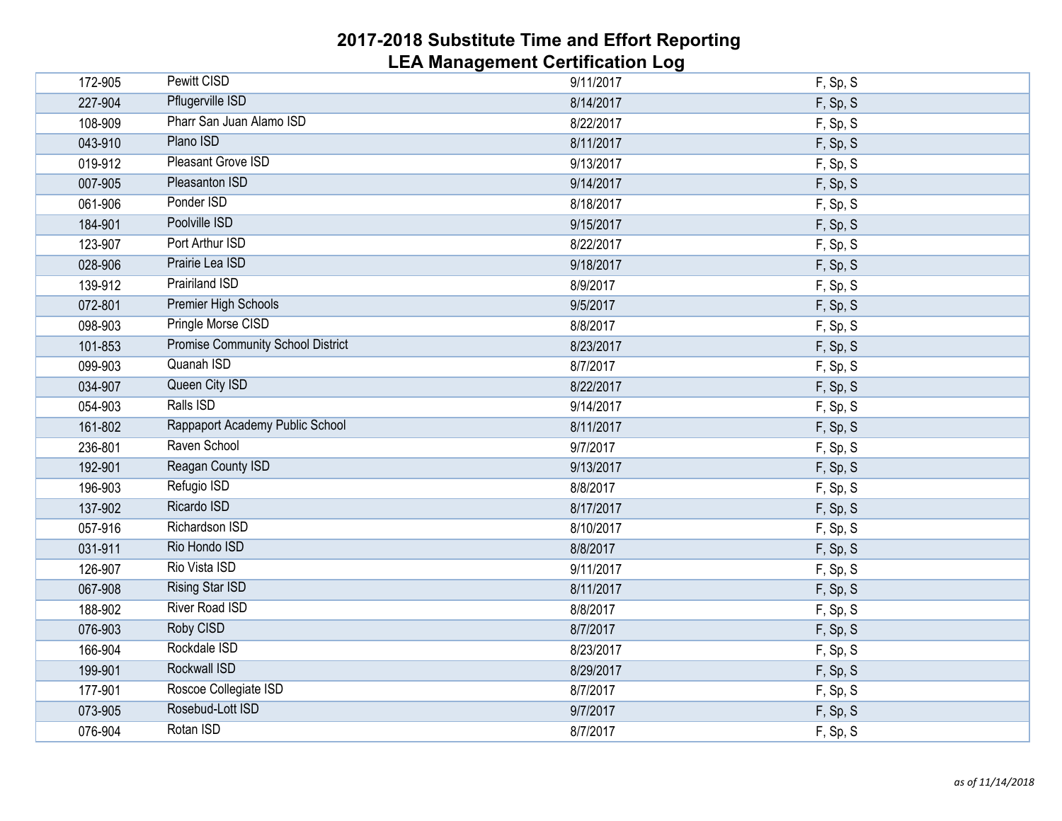# 2017-2018 Substitute Time and Effort Reporting
# LEA Management Certification Log

| | | | |
|---|---|---|---|
| 172-905 | Pewitt CISD | 9/11/2017 | F, Sp, S |
| 227-904 | Pflugerville ISD | 8/14/2017 | F, Sp, S |
| 108-909 | Pharr San Juan Alamo ISD | 8/22/2017 | F, Sp, S |
| 043-910 | Plano ISD | 8/11/2017 | F, Sp, S |
| 019-912 | Pleasant Grove ISD | 9/13/2017 | F, Sp, S |
| 007-905 | Pleasanton ISD | 9/14/2017 | F, Sp, S |
| 061-906 | Ponder ISD | 8/18/2017 | F, Sp, S |
| 184-901 | Poolville ISD | 9/15/2017 | F, Sp, S |
| 123-907 | Port Arthur ISD | 8/22/2017 | F, Sp, S |
| 028-906 | Prairie Lea ISD | 9/18/2017 | F, Sp, S |
| 139-912 | Prairiland ISD | 8/9/2017 | F, Sp, S |
| 072-801 | Premier High Schools | 9/5/2017 | F, Sp, S |
| 098-903 | Pringle Morse CISD | 8/8/2017 | F, Sp, S |
| 101-853 | Promise Community School District | 8/23/2017 | F, Sp, S |
| 099-903 | Quanah ISD | 8/7/2017 | F, Sp, S |
| 034-907 | Queen City ISD | 8/22/2017 | F, Sp, S |
| 054-903 | Ralls ISD | 9/14/2017 | F, Sp, S |
| 161-802 | Rappaport Academy Public School | 8/11/2017 | F, Sp, S |
| 236-801 | Raven School | 9/7/2017 | F, Sp, S |
| 192-901 | Reagan County ISD | 9/13/2017 | F, Sp, S |
| 196-903 | Refugio ISD | 8/8/2017 | F, Sp, S |
| 137-902 | Ricardo ISD | 8/17/2017 | F, Sp, S |
| 057-916 | Richardson ISD | 8/10/2017 | F, Sp, S |
| 031-911 | Rio Hondo ISD | 8/8/2017 | F, Sp, S |
| 126-907 | Rio Vista ISD | 9/11/2017 | F, Sp, S |
| 067-908 | Rising Star ISD | 8/11/2017 | F, Sp, S |
| 188-902 | River Road ISD | 8/8/2017 | F, Sp, S |
| 076-903 | Roby CISD | 8/7/2017 | F, Sp, S |
| 166-904 | Rockdale ISD | 8/23/2017 | F, Sp, S |
| 199-901 | Rockwall ISD | 8/29/2017 | F, Sp, S |
| 177-901 | Roscoe Collegiate ISD | 8/7/2017 | F, Sp, S |
| 073-905 | Rosebud-Lott ISD | 9/7/2017 | F, Sp, S |
| 076-904 | Rotan ISD | 8/7/2017 | F, Sp, S |

*as of 11/14/2018*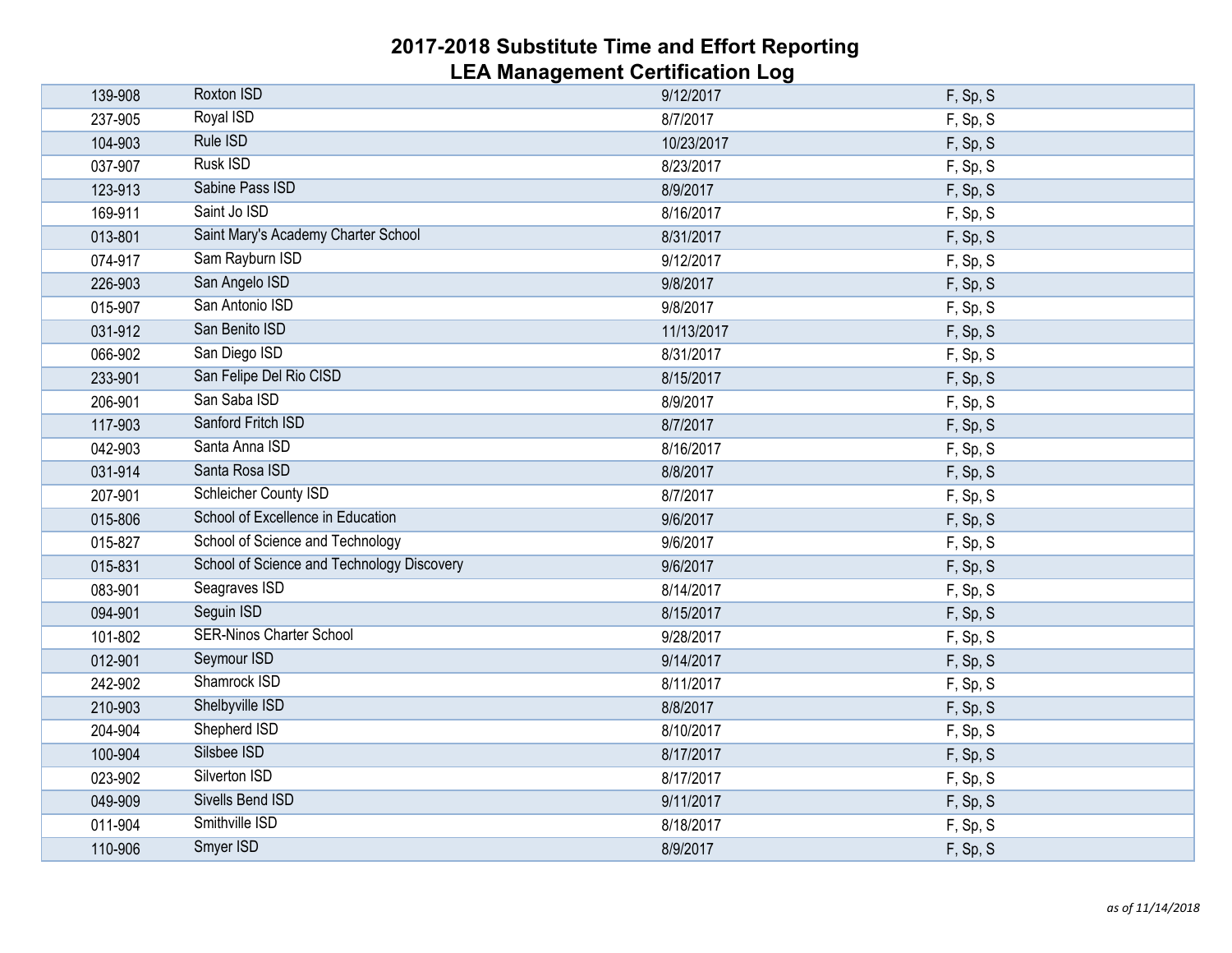# 2017-2018 Substitute Time and Effort Reporting
# LEA Management Certification Log

| | | | |
|---|---|---|---|
| 139-908 | Roxton ISD | 9/12/2017 | F, Sp, S |
| 237-905 | Royal ISD | 8/7/2017 | F, Sp, S |
| 104-903 | Rule ISD | 10/23/2017 | F, Sp, S |
| 037-907 | Rusk ISD | 8/23/2017 | F, Sp, S |
| 123-913 | Sabine Pass ISD | 8/9/2017 | F, Sp, S |
| 169-911 | Saint Jo ISD | 8/16/2017 | F, Sp, S |
| 013-801 | Saint Mary's Academy Charter School | 8/31/2017 | F, Sp, S |
| 074-917 | Sam Rayburn ISD | 9/12/2017 | F, Sp, S |
| 226-903 | San Angelo ISD | 9/8/2017 | F, Sp, S |
| 015-907 | San Antonio ISD | 9/8/2017 | F, Sp, S |
| 031-912 | San Benito ISD | 11/13/2017 | F, Sp, S |
| 066-902 | San Diego ISD | 8/31/2017 | F, Sp, S |
| 233-901 | San Felipe Del Rio CISD | 8/15/2017 | F, Sp, S |
| 206-901 | San Saba ISD | 8/9/2017 | F, Sp, S |
| 117-903 | Sanford Fritch ISD | 8/7/2017 | F, Sp, S |
| 042-903 | Santa Anna ISD | 8/16/2017 | F, Sp, S |
| 031-914 | Santa Rosa ISD | 8/8/2017 | F, Sp, S |
| 207-901 | Schleicher County ISD | 8/7/2017 | F, Sp, S |
| 015-806 | School of Excellence in Education | 9/6/2017 | F, Sp, S |
| 015-827 | School of Science and Technology | 9/6/2017 | F, Sp, S |
| 015-831 | School of Science and Technology Discovery | 9/6/2017 | F, Sp, S |
| 083-901 | Seagraves ISD | 8/14/2017 | F, Sp, S |
| 094-901 | Seguin ISD | 8/15/2017 | F, Sp, S |
| 101-802 | SER-Ninos Charter School | 9/28/2017 | F, Sp, S |
| 012-901 | Seymour ISD | 9/14/2017 | F, Sp, S |
| 242-902 | Shamrock ISD | 8/11/2017 | F, Sp, S |
| 210-903 | Shelbyville ISD | 8/8/2017 | F, Sp, S |
| 204-904 | Shepherd ISD | 8/10/2017 | F, Sp, S |
| 100-904 | Silsbee ISD | 8/17/2017 | F, Sp, S |
| 023-902 | Silverton ISD | 8/17/2017 | F, Sp, S |
| 049-909 | Sivells Bend ISD | 9/11/2017 | F, Sp, S |
| 011-904 | Smithville ISD | 8/18/2017 | F, Sp, S |
| 110-906 | Smyer ISD | 8/9/2017 | F, Sp, S |

*as of 11/14/2018*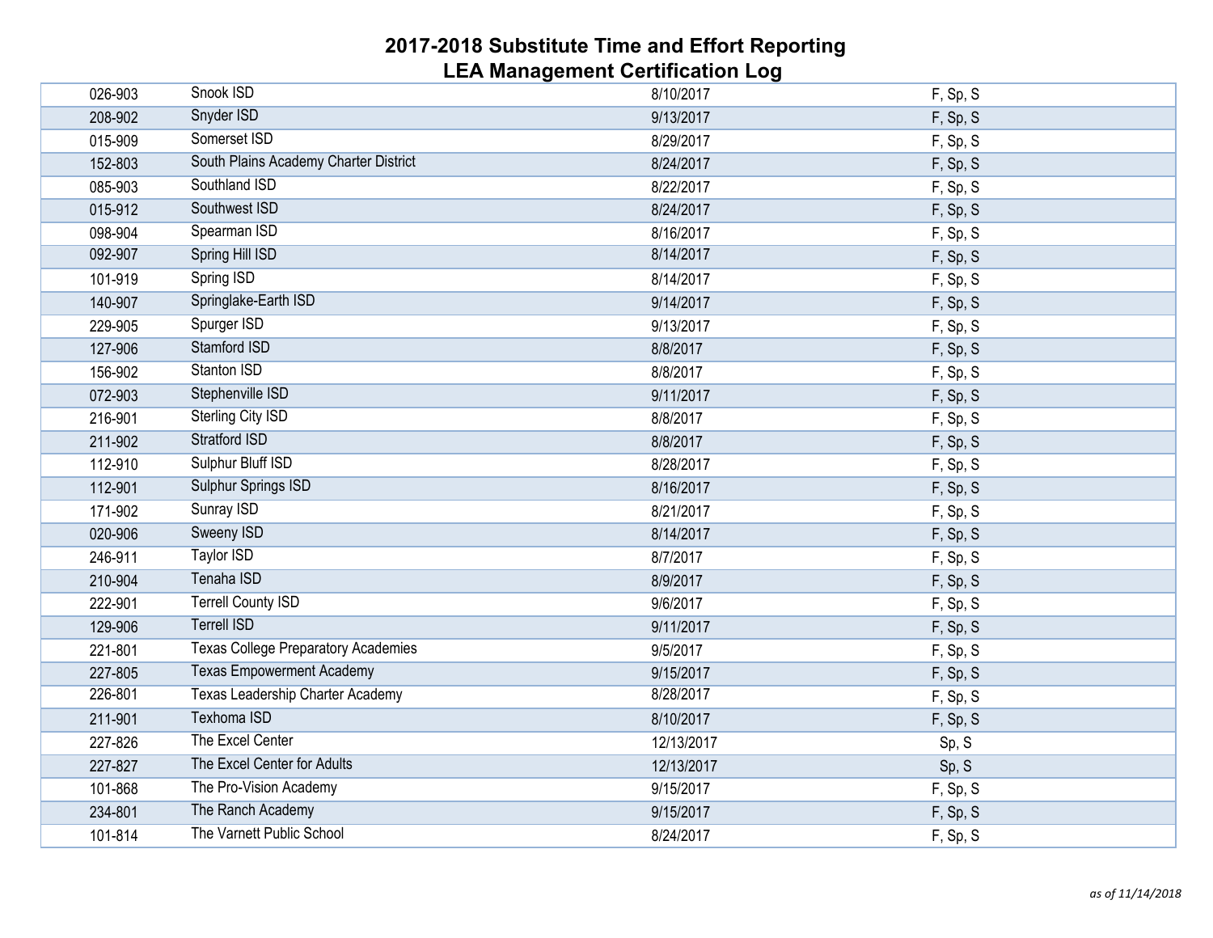# 2017-2018 Substitute Time and Effort Reporting
# LEA Management Certification Log

| | | | |
|---|---|---|---|
| 026-903 | Snook ISD | 8/10/2017 | F, Sp, S |
| 208-902 | Snyder ISD | 9/13/2017 | F, Sp, S |
| 015-909 | Somerset ISD | 8/29/2017 | F, Sp, S |
| 152-803 | South Plains Academy Charter District | 8/24/2017 | F, Sp, S |
| 085-903 | Southland ISD | 8/22/2017 | F, Sp, S |
| 015-912 | Southwest ISD | 8/24/2017 | F, Sp, S |
| 098-904 | Spearman ISD | 8/16/2017 | F, Sp, S |
| 092-907 | Spring Hill ISD | 8/14/2017 | F, Sp, S |
| 101-919 | Spring ISD | 8/14/2017 | F, Sp, S |
| 140-907 | Springlake-Earth ISD | 9/14/2017 | F, Sp, S |
| 229-905 | Spurger ISD | 9/13/2017 | F, Sp, S |
| 127-906 | Stamford ISD | 8/8/2017 | F, Sp, S |
| 156-902 | Stanton ISD | 8/8/2017 | F, Sp, S |
| 072-903 | Stephenville ISD | 9/11/2017 | F, Sp, S |
| 216-901 | Sterling City ISD | 8/8/2017 | F, Sp, S |
| 211-902 | Stratford ISD | 8/8/2017 | F, Sp, S |
| 112-910 | Sulphur Bluff ISD | 8/28/2017 | F, Sp, S |
| 112-901 | Sulphur Springs ISD | 8/16/2017 | F, Sp, S |
| 171-902 | Sunray ISD | 8/21/2017 | F, Sp, S |
| 020-906 | Sweeny ISD | 8/14/2017 | F, Sp, S |
| 246-911 | Taylor ISD | 8/7/2017 | F, Sp, S |
| 210-904 | Tenaha ISD | 8/9/2017 | F, Sp, S |
| 222-901 | Terrell County ISD | 9/6/2017 | F, Sp, S |
| 129-906 | Terrell ISD | 9/11/2017 | F, Sp, S |
| 221-801 | Texas College Preparatory Academies | 9/5/2017 | F, Sp, S |
| 227-805 | Texas Empowerment Academy | 9/15/2017 | F, Sp, S |
| 226-801 | Texas Leadership Charter Academy | 8/28/2017 | F, Sp, S |
| 211-901 | Texhoma ISD | 8/10/2017 | F, Sp, S |
| 227-826 | The Excel Center | 12/13/2017 | Sp, S |
| 227-827 | The Excel Center for Adults | 12/13/2017 | Sp, S |
| 101-868 | The Pro-Vision Academy | 9/15/2017 | F, Sp, S |
| 234-801 | The Ranch Academy | 9/15/2017 | F, Sp, S |
| 101-814 | The Varnett Public School | 8/24/2017 | F, Sp, S |

*as of 11/14/2018*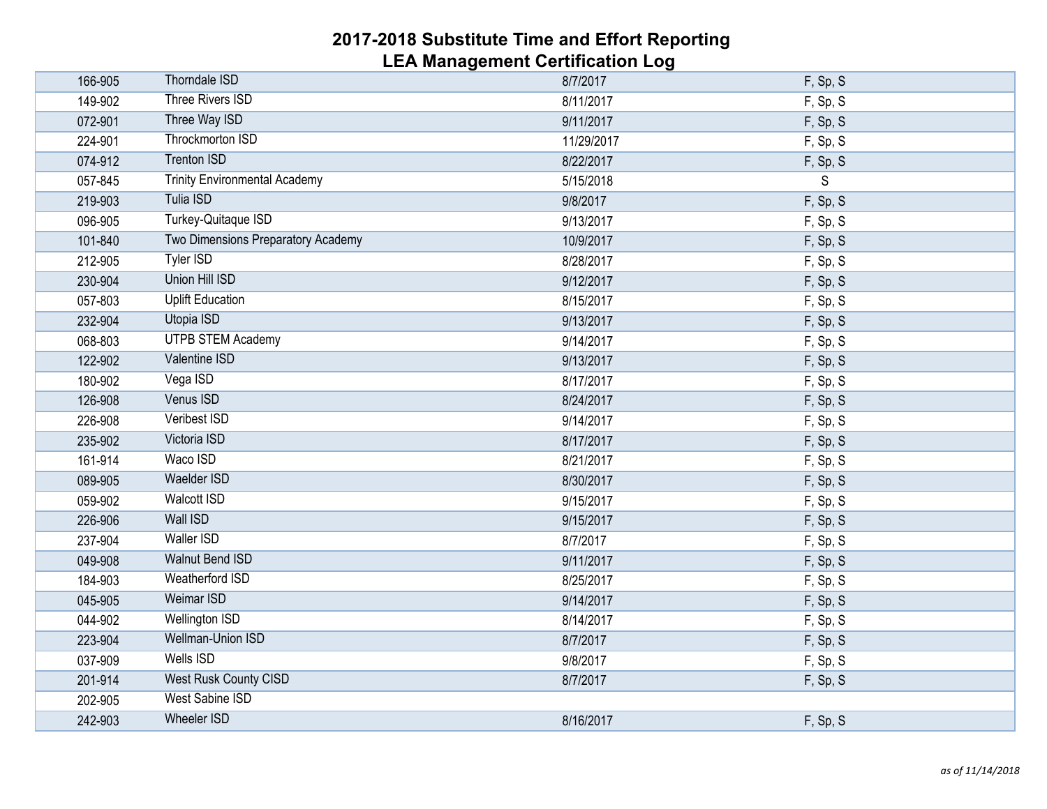# 2017-2018 Substitute Time and Effort Reporting
# LEA Management Certification Log

| | | | |
|---|---|---|---|
| 166-905 | Thorndale ISD | 8/7/2017 | F, Sp, S |
| 149-902 | Three Rivers ISD | 8/11/2017 | F, Sp, S |
| 072-901 | Three Way ISD | 9/11/2017 | F, Sp, S |
| 224-901 | Throckmorton ISD | 11/29/2017 | F, Sp, S |
| 074-912 | Trenton ISD | 8/22/2017 | F, Sp, S |
| 057-845 | Trinity Environmental Academy | 5/15/2018 | S |
| 219-903 | Tulia ISD | 9/8/2017 | F, Sp, S |
| 096-905 | Turkey-Quitaque ISD | 9/13/2017 | F, Sp, S |
| 101-840 | Two Dimensions Preparatory Academy | 10/9/2017 | F, Sp, S |
| 212-905 | Tyler ISD | 8/28/2017 | F, Sp, S |
| 230-904 | Union Hill ISD | 9/12/2017 | F, Sp, S |
| 057-803 | Uplift Education | 8/15/2017 | F, Sp, S |
| 232-904 | Utopia ISD | 9/13/2017 | F, Sp, S |
| 068-803 | UTPB STEM Academy | 9/14/2017 | F, Sp, S |
| 122-902 | Valentine ISD | 9/13/2017 | F, Sp, S |
| 180-902 | Vega ISD | 8/17/2017 | F, Sp, S |
| 126-908 | Venus ISD | 8/24/2017 | F, Sp, S |
| 226-908 | Veribest ISD | 9/14/2017 | F, Sp, S |
| 235-902 | Victoria ISD | 8/17/2017 | F, Sp, S |
| 161-914 | Waco ISD | 8/21/2017 | F, Sp, S |
| 089-905 | Waelder ISD | 8/30/2017 | F, Sp, S |
| 059-902 | Walcott ISD | 9/15/2017 | F, Sp, S |
| 226-906 | Wall ISD | 9/15/2017 | F, Sp, S |
| 237-904 | Waller ISD | 8/7/2017 | F, Sp, S |
| 049-908 | Walnut Bend ISD | 9/11/2017 | F, Sp, S |
| 184-903 | Weatherford ISD | 8/25/2017 | F, Sp, S |
| 045-905 | Weimar ISD | 9/14/2017 | F, Sp, S |
| 044-902 | Wellington ISD | 8/14/2017 | F, Sp, S |
| 223-904 | Wellman-Union ISD | 8/7/2017 | F, Sp, S |
| 037-909 | Wells ISD | 9/8/2017 | F, Sp, S |
| 201-914 | West Rusk County CISD | 8/7/2017 | F, Sp, S |
| 202-905 | West Sabine ISD | | |
| 242-903 | Wheeler ISD | 8/16/2017 | F, Sp, S |

*as of 11/14/2018*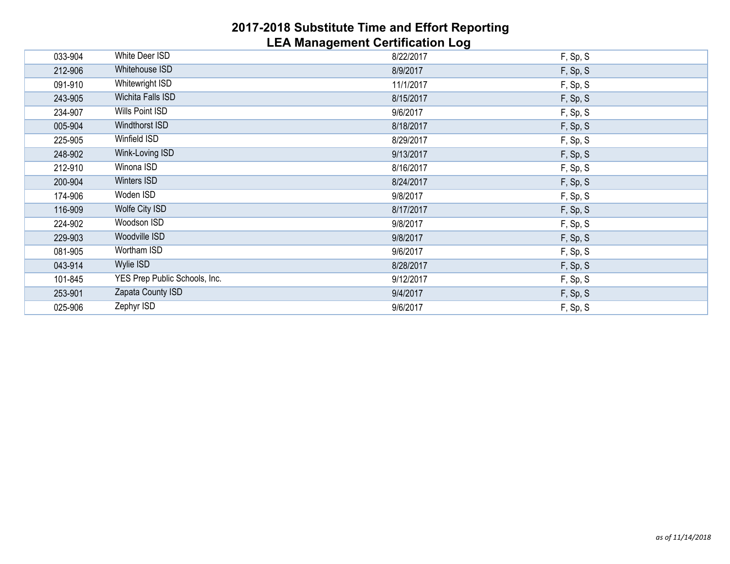# 2017-2018 Substitute Time and Effort Reporting
# LEA Management Certification Log

| | | | |
|---|---|---|---|
| 033-904 | White Deer ISD | 8/22/2017 | F, Sp, S |
| 212-906 | Whitehouse ISD | 8/9/2017 | F, Sp, S |
| 091-910 | Whitewright ISD | 11/1/2017 | F, Sp, S |
| 243-905 | Wichita Falls ISD | 8/15/2017 | F, Sp, S |
| 234-907 | Wills Point ISD | 9/6/2017 | F, Sp, S |
| 005-904 | Windthorst ISD | 8/18/2017 | F, Sp, S |
| 225-905 | Winfield ISD | 8/29/2017 | F, Sp, S |
| 248-902 | Wink-Loving ISD | 9/13/2017 | F, Sp, S |
| 212-910 | Winona ISD | 8/16/2017 | F, Sp, S |
| 200-904 | Winters ISD | 8/24/2017 | F, Sp, S |
| 174-906 | Woden ISD | 9/8/2017 | F, Sp, S |
| 116-909 | Wolfe City ISD | 8/17/2017 | F, Sp, S |
| 224-902 | Woodson ISD | 9/8/2017 | F, Sp, S |
| 229-903 | Woodville ISD | 9/8/2017 | F, Sp, S |
| 081-905 | Wortham ISD | 9/6/2017 | F, Sp, S |
| 043-914 | Wylie ISD | 8/28/2017 | F, Sp, S |
| 101-845 | YES Prep Public Schools, Inc. | 9/12/2017 | F, Sp, S |
| 253-901 | Zapata County ISD | 9/4/2017 | F, Sp, S |
| 025-906 | Zephyr ISD | 9/6/2017 | F, Sp, S |

*as of 11/14/2018*